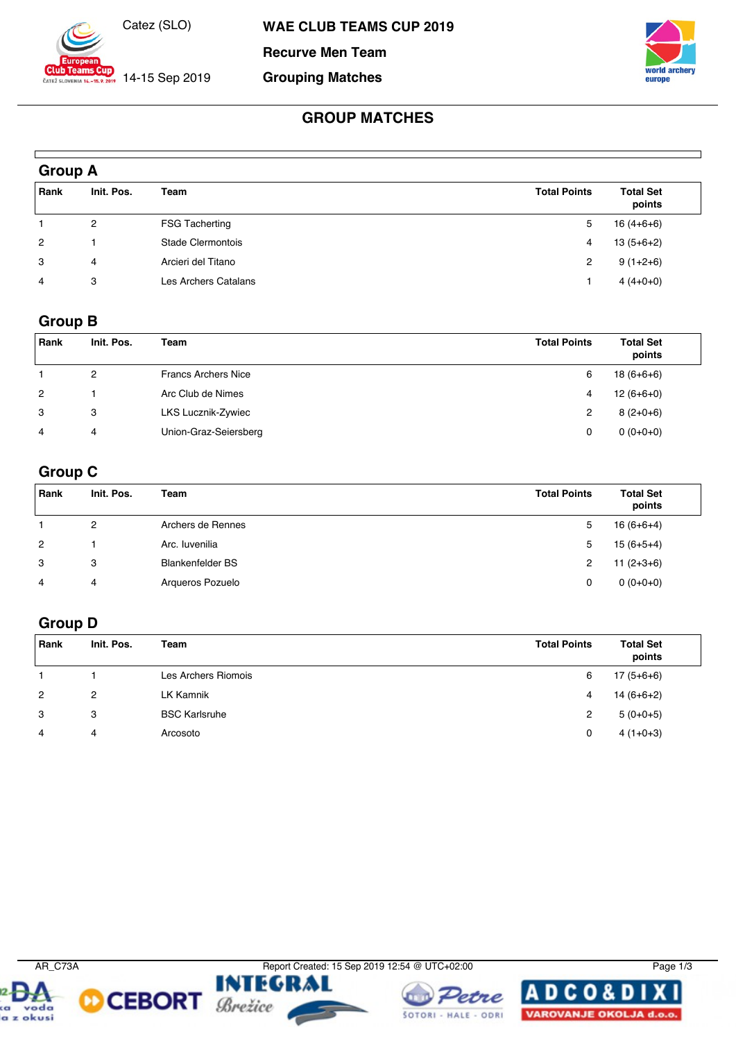Catez (SLO)

14-15 Sep 2019

# WAE CLUB TEAMS CUP 2019

**Recurve Men Team**

**Grouping Matches**

## GROUP MATCHES

### Group A

| Rank | Init. Pos. | Team | Total Points | Total Set points |
|---|---|---|---|---|
| 1 | 2 | FSG Tacherting | 5 | 16 (4+6+6) |
| 2 | 1 | Stade Clermontois | 4 | 13 (5+6+2) |
| 3 | 4 | Arcieri del Titano | 2 | 9 (1+2+6) |
| 4 | 3 | Les Archers Catalans | 1 | 4 (4+0+0) |

### Group B

| Rank | Init. Pos. | Team | Total Points | Total Set points |
|---|---|---|---|---|
| 1 | 2 | Francs Archers Nice | 6 | 18 (6+6+6) |
| 2 | 1 | Arc Club de Nimes | 4 | 12 (6+6+0) |
| 3 | 3 | LKS Lucznik-Zywiec | 2 | 8 (2+0+6) |
| 4 | 4 | Union-Graz-Seiersberg | 0 | 0 (0+0+0) |

### Group C

| Rank | Init. Pos. | Team | Total Points | Total Set points |
|---|---|---|---|---|
| 1 | 2 | Archers de Rennes | 5 | 16 (6+6+4) |
| 2 | 1 | Arc. Iuvenilia | 5 | 15 (6+5+4) |
| 3 | 3 | Blankenfelder BS | 2 | 11 (2+3+6) |
| 4 | 4 | Arqueros Pozuelo | 0 | 0 (0+0+0) |

### Group D

| Rank | Init. Pos. | Team | Total Points | Total Set points |
|---|---|---|---|---|
| 1 | 1 | Les Archers Riomois | 6 | 17 (5+6+6) |
| 2 | 2 | LK Kamnik | 4 | 14 (6+6+2) |
| 3 | 3 | BSC Karlsruhe | 2 | 5 (0+0+5) |
| 4 | 4 | Arcosoto | 0 | 4 (1+0+3) |

AR_C73A

Report Created: 15 Sep 2019 12:54 @ UTC+02:00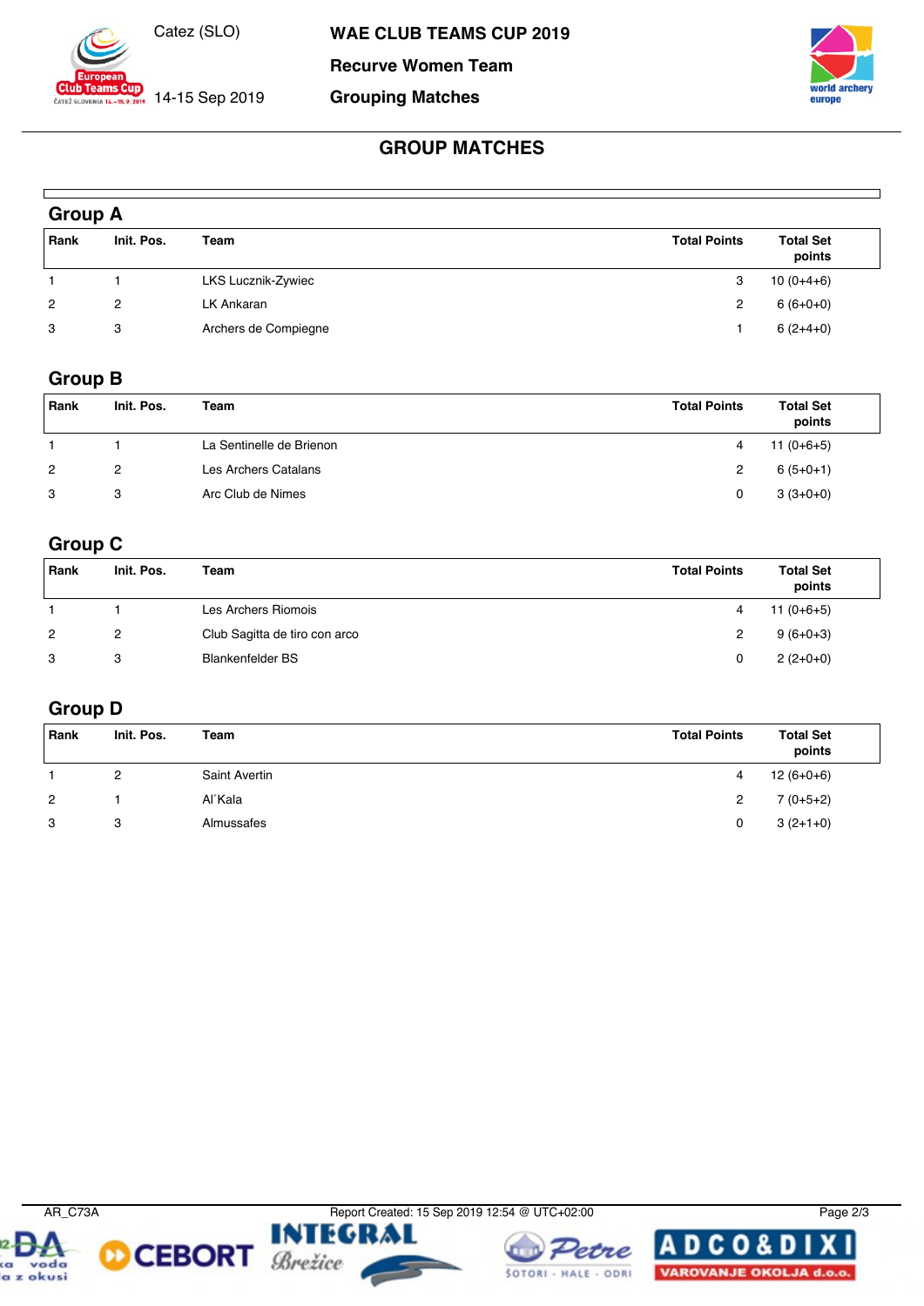# WAE CLUB TEAMS CUP 2019

Catez (SLO)

14-15 Sep 2019

**Recurve Women Team**

**Grouping Matches**

## GROUP MATCHES

### Group A

| Rank | Init. Pos. | Team | Total Points | Total Set points |
|---|---|---|---|---|
| 1 | 1 | LKS Lucznik-Zywiec | 3 | 10 (0+4+6) |
| 2 | 2 | LK Ankaran | 2 | 6 (6+0+0) |
| 3 | 3 | Archers de Compiegne | 1 | 6 (2+4+0) |

### Group B

| Rank | Init. Pos. | Team | Total Points | Total Set points |
|---|---|---|---|---|
| 1 | 1 | La Sentinelle de Brienon | 4 | 11 (0+6+5) |
| 2 | 2 | Les Archers Catalans | 2 | 6 (5+0+1) |
| 3 | 3 | Arc Club de Nimes | 0 | 3 (3+0+0) |

### Group C

| Rank | Init. Pos. | Team | Total Points | Total Set points |
|---|---|---|---|---|
| 1 | 1 | Les Archers Riomois | 4 | 11 (0+6+5) |
| 2 | 2 | Club Sagitta de tiro con arco | 2 | 9 (6+0+3) |
| 3 | 3 | Blankenfelder BS | 0 | 2 (2+0+0) |

### Group D

| Rank | Init. Pos. | Team | Total Points | Total Set points |
|---|---|---|---|---|
| 1 | 2 | Saint Avertin | 4 | 12 (6+0+6) |
| 2 | 1 | Al´Kala | 2 | 7 (0+5+2) |
| 3 | 3 | Almussafes | 0 | 3 (2+1+0) |

AR_C73A

Report Created: 15 Sep 2019 12:54 @ UTC+02:00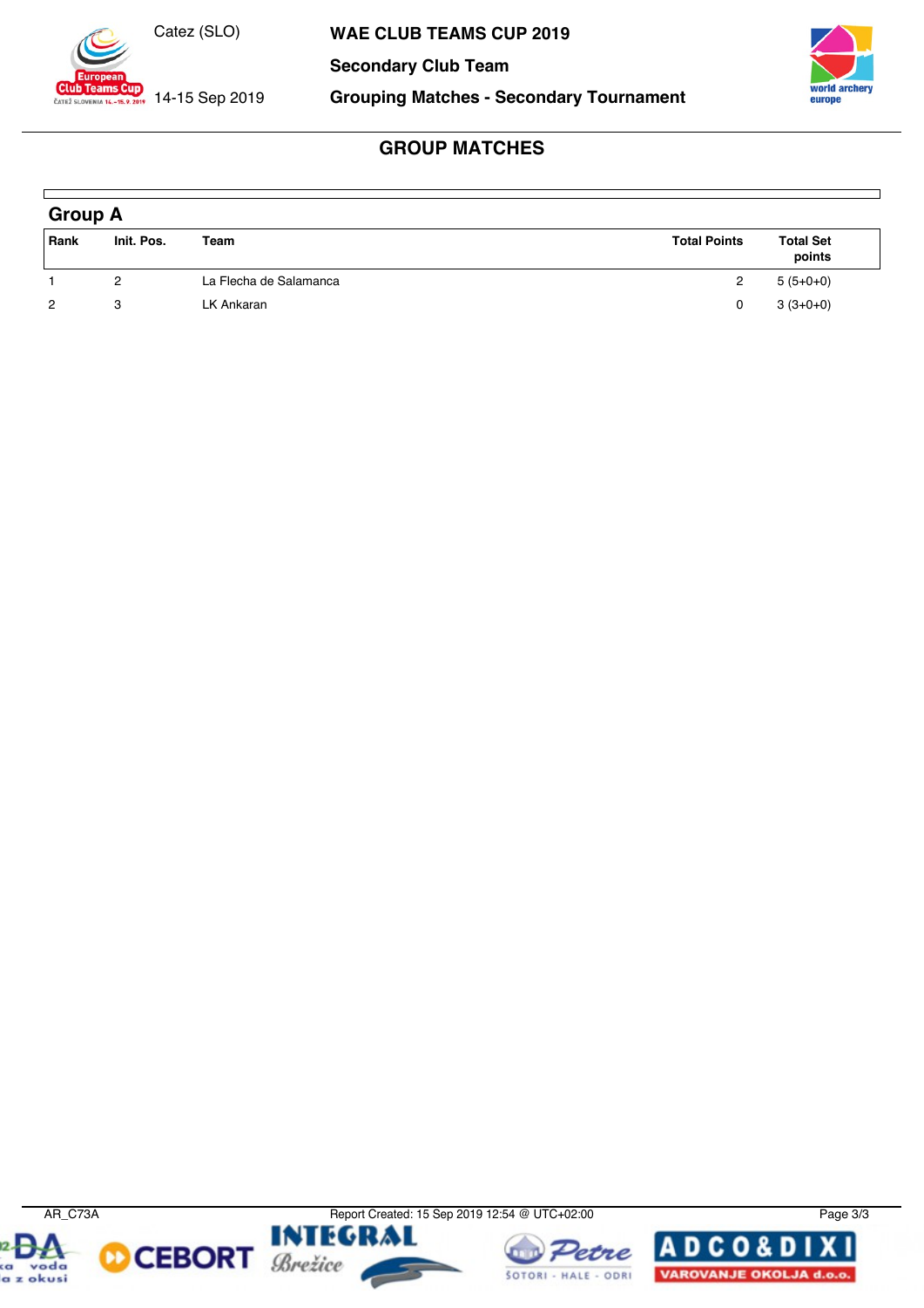## GROUP MATCHES

### Group A

| Rank | Init. Pos. | Team | Total Points | Total Set points |
|---|---|---|---|---|
| 1 | 2 | La Flecha de Salamanca | 2 | 5 (5+0+0) |
| 2 | 3 | LK Ankaran | 0 | 3 (3+0+0) |